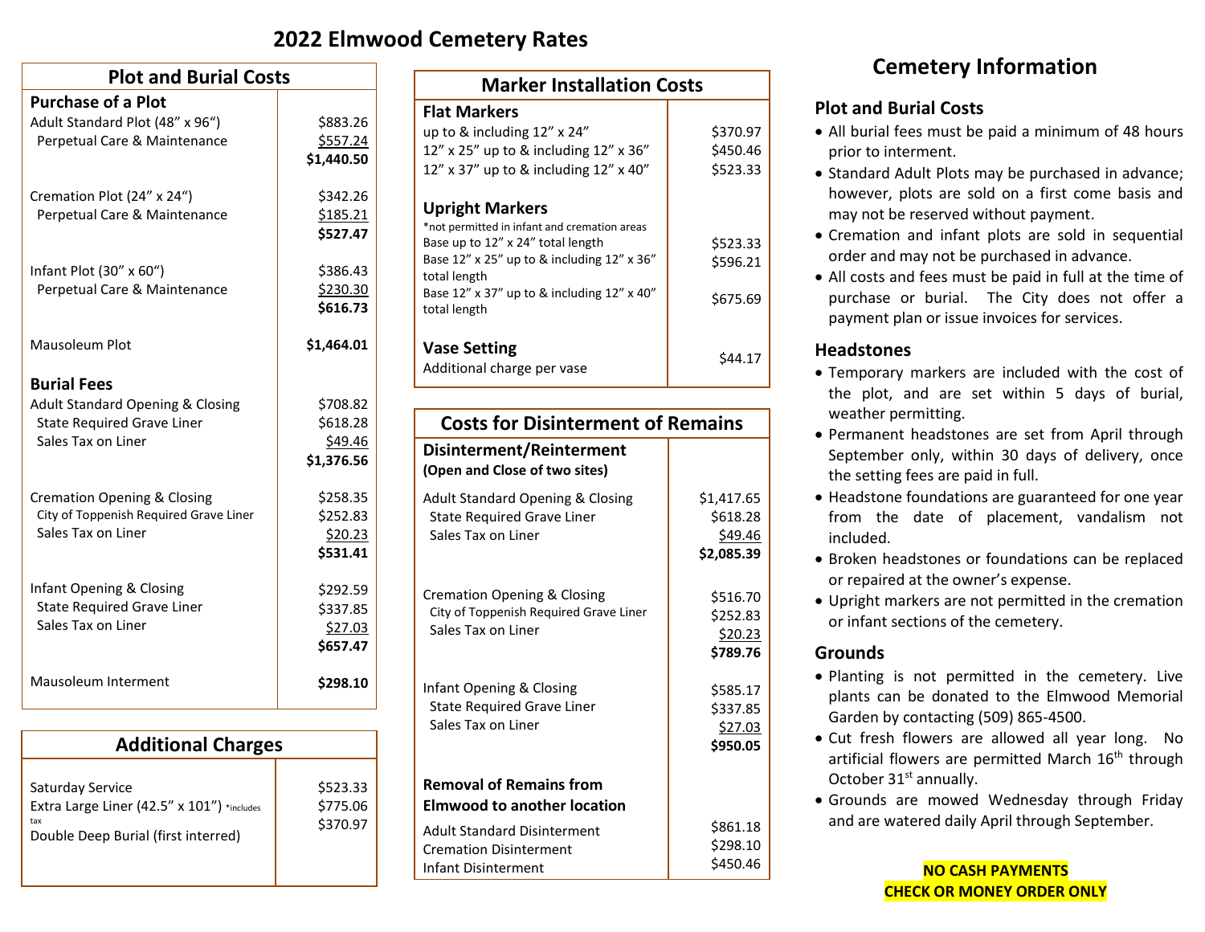# 2022 Elmwood Cemetery Rates

## Plot and Burial Costs

| Purchase of a Plot | |
|---|---|
| Adult Standard Plot (48" x 96") | $883.26 |
| Perpetual Care & Maintenance | $557.24 |
| | **$1,440.50** |
| Cremation Plot (24" x 24") | $342.26 |
| Perpetual Care & Maintenance | $185.21 |
| | **$527.47** |
| Infant Plot (30" x 60") | $386.43 |
| Perpetual Care & Maintenance | $230.30 |
| | **$616.73** |
| Mausoleum Plot | **$1,464.01** |
| **Burial Fees** | |
| Adult Standard Opening & Closing | $708.82 |
| State Required Grave Liner | $618.28 |
| Sales Tax on Liner | $49.46 |
| | **$1,376.56** |
| Cremation Opening & Closing | $258.35 |
| City of Toppenish Required Grave Liner | $252.83 |
| Sales Tax on Liner | $20.23 |
| | **$531.41** |
| Infant Opening & Closing | $292.59 |
| State Required Grave Liner | $337.85 |
| Sales Tax on Liner | $27.03 |
| | **$657.47** |
| Mausoleum Interment | **$298.10** |

## Additional Charges

| | |
|---|---|
| Saturday Service | $523.33 |
| Extra Large Liner (42.5" x 101") *includes tax | $775.06 |
| Double Deep Burial (first interred) | $370.97 |

## Marker Installation Costs

| Flat Markers | |
|---|---|
| up to & including 12" x 24" | $370.97 |
| 12" x 25" up to & including 12" x 36" | $450.46 |
| 12" x 37" up to & including 12" x 40" | $523.33 |
| **Upright Markers** *not permitted in infant and cremation areas | |
| Base up to 12" x 24" total length | $523.33 |
| Base 12" x 25" up to & including 12" x 36" total length | $596.21 |
| Base 12" x 37" up to & including 12" x 40" total length | $675.69 |
| **Vase Setting** Additional charge per vase | $44.17 |

## Costs for Disinterment of Remains

| Disinterment/Reinterment (Open and Close of two sites) | |
|---|---|
| Adult Standard Opening & Closing | $1,417.65 |
| State Required Grave Liner | $618.28 |
| Sales Tax on Liner | $49.46 |
| | **$2,085.39** |
| Cremation Opening & Closing | $516.70 |
| City of Toppenish Required Grave Liner | $252.83 |
| Sales Tax on Liner | $20.23 |
| | **$789.76** |
| Infant Opening & Closing | $585.17 |
| State Required Grave Liner | $337.85 |
| Sales Tax on Liner | $27.03 |
| | **$950.05** |
| **Removal of Remains from Elmwood to another location** | |
| Adult Standard Disinterment | $861.18 |
| Cremation Disinterment | $298.10 |
| Infant Disinterment | $450.46 |

# Cemetery Information

## Plot and Burial Costs

- All burial fees must be paid a minimum of 48 hours prior to interment.
- Standard Adult Plots may be purchased in advance; however, plots are sold on a first come basis and may not be reserved without payment.
- Cremation and infant plots are sold in sequential order and may not be purchased in advance.
- All costs and fees must be paid in full at the time of purchase or burial. The City does not offer a payment plan or issue invoices for services.

## Headstones

- Temporary markers are included with the cost of the plot, and are set within 5 days of burial, weather permitting.
- Permanent headstones are set from April through September only, within 30 days of delivery, once the setting fees are paid in full.
- Headstone foundations are guaranteed for one year from the date of placement, vandalism not included.
- Broken headstones or foundations can be replaced or repaired at the owner's expense.
- Upright markers are not permitted in the cremation or infant sections of the cemetery.

## Grounds

- Planting is not permitted in the cemetery. Live plants can be donated to the Elmwood Memorial Garden by contacting (509) 865-4500.
- Cut fresh flowers are allowed all year long. No artificial flowers are permitted March 16th through October 31st annually.
- Grounds are mowed Wednesday through Friday and are watered daily April through September.

**NO CASH PAYMENTS**
**CHECK OR MONEY ORDER ONLY**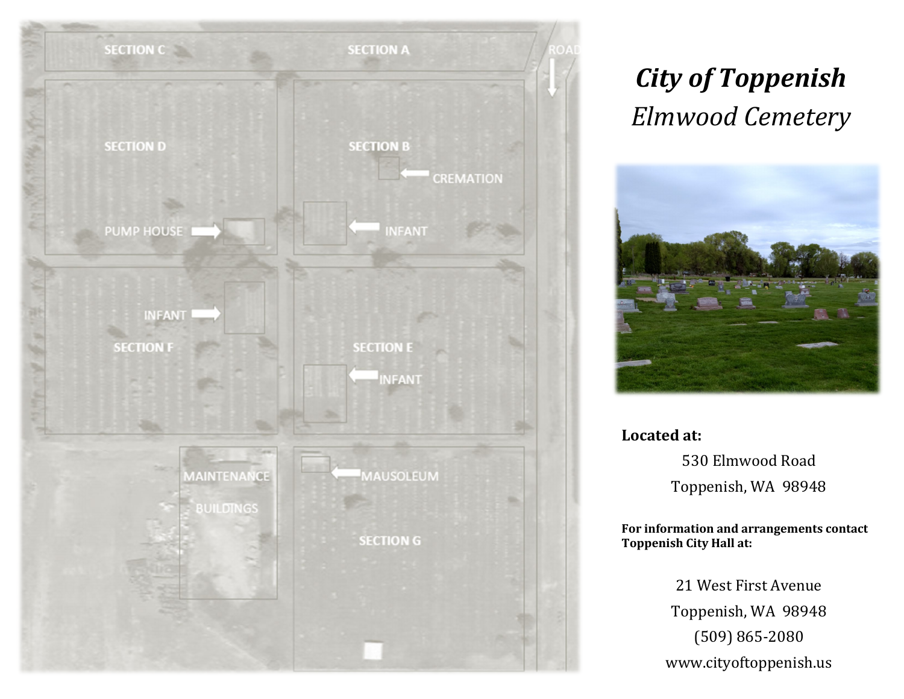SECTION C

SECTION A

ROAD

SECTION D

SECTION B

CREMATION

PUMP HOUSE

INFANT

INFANT

SECTION F

SECTION E

INFANT

MAINTENANCE

BUILDINGS

MAUSOLEUM

SECTION G

# *City of Toppenish*

## *Elmwood Cemetery*

**Located at:**

530 Elmwood Road
Toppenish, WA 98948

**For information and arrangements contact Toppenish City Hall at:**

21 West First Avenue
Toppenish, WA 98948
(509) 865-2080
www.cityoftoppenish.us